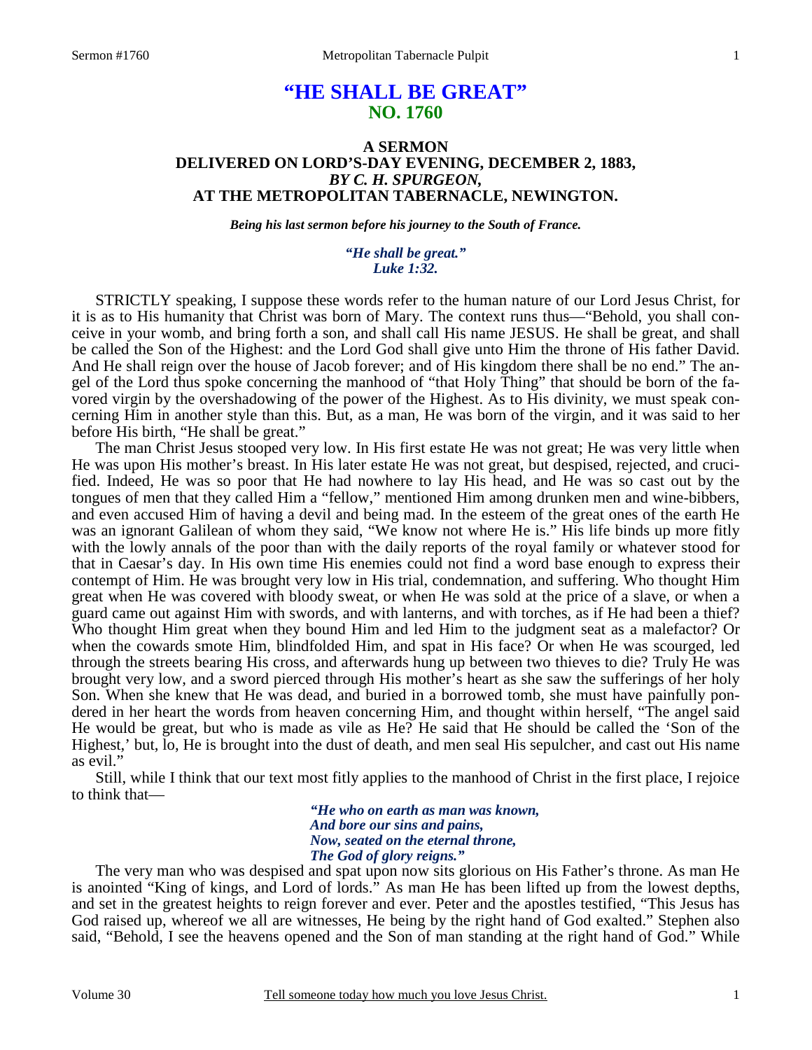# "HE SHALL BE GREAT"
## NO. 1760

### A SERMON
### DELIVERED ON LORD'S-DAY EVENING, DECEMBER 2, 1883,
### *BY C. H. SPURGEON,*
### AT THE METROPOLITAN TABERNACLE, NEWINGTON.

***Being his last sermon before his journey to the South of France.***

***"He shall be great."***
***Luke 1:32.***

STRICTLY speaking, I suppose these words refer to the human nature of our Lord Jesus Christ, for it is as to His humanity that Christ was born of Mary. The context runs thus—"Behold, you shall conceive in your womb, and bring forth a son, and shall call His name JESUS. He shall be great, and shall be called the Son of the Highest: and the Lord God shall give unto Him the throne of His father David. And He shall reign over the house of Jacob forever; and of His kingdom there shall be no end." The angel of the Lord thus spoke concerning the manhood of "that Holy Thing" that should be born of the favored virgin by the overshadowing of the power of the Highest. As to His divinity, we must speak concerning Him in another style than this. But, as a man, He was born of the virgin, and it was said to her before His birth, "He shall be great."

The man Christ Jesus stooped very low. In His first estate He was not great; He was very little when He was upon His mother's breast. In His later estate He was not great, but despised, rejected, and crucified. Indeed, He was so poor that He had nowhere to lay His head, and He was so cast out by the tongues of men that they called Him a "fellow," mentioned Him among drunken men and wine-bibbers, and even accused Him of having a devil and being mad. In the esteem of the great ones of the earth He was an ignorant Galilean of whom they said, "We know not where He is." His life binds up more fitly with the lowly annals of the poor than with the daily reports of the royal family or whatever stood for that in Caesar's day. In His own time His enemies could not find a word base enough to express their contempt of Him. He was brought very low in His trial, condemnation, and suffering. Who thought Him great when He was covered with bloody sweat, or when He was sold at the price of a slave, or when a guard came out against Him with swords, and with lanterns, and with torches, as if He had been a thief? Who thought Him great when they bound Him and led Him to the judgment seat as a malefactor? Or when the cowards smote Him, blindfolded Him, and spat in His face? Or when He was scourged, led through the streets bearing His cross, and afterwards hung up between two thieves to die? Truly He was brought very low, and a sword pierced through His mother's heart as she saw the sufferings of her holy Son. When she knew that He was dead, and buried in a borrowed tomb, she must have painfully pondered in her heart the words from heaven concerning Him, and thought within herself, "The angel said He would be great, but who is made as vile as He? He said that He should be called the 'Son of the Highest,' but, lo, He is brought into the dust of death, and men seal His sepulcher, and cast out His name as evil."

Still, while I think that our text most fitly applies to the manhood of Christ in the first place, I rejoice to think that—

> ***"He who on earth as man was known,***
> ***And bore our sins and pains,***
> ***Now, seated on the eternal throne,***
> ***The God of glory reigns."***

The very man who was despised and spat upon now sits glorious on His Father's throne. As man He is anointed "King of kings, and Lord of lords." As man He has been lifted up from the lowest depths, and set in the greatest heights to reign forever and ever. Peter and the apostles testified, "This Jesus has God raised up, whereof we all are witnesses, He being by the right hand of God exalted." Stephen also said, "Behold, I see the heavens opened and the Son of man standing at the right hand of God." While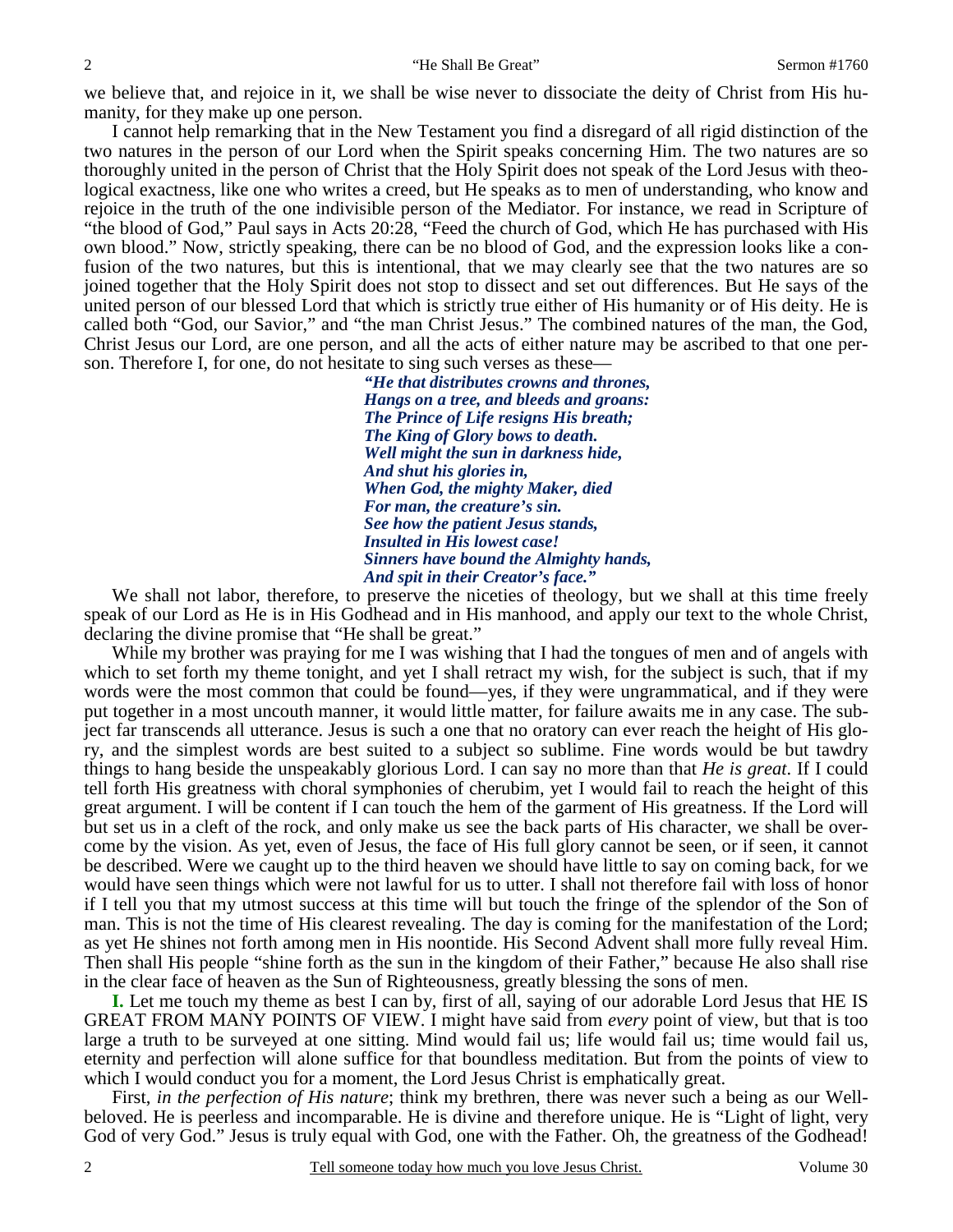we believe that, and rejoice in it, we shall be wise never to dissociate the deity of Christ from His humanity, for they make up one person.

I cannot help remarking that in the New Testament you find a disregard of all rigid distinction of the two natures in the person of our Lord when the Spirit speaks concerning Him. The two natures are so thoroughly united in the person of Christ that the Holy Spirit does not speak of the Lord Jesus with theological exactness, like one who writes a creed, but He speaks as to men of understanding, who know and rejoice in the truth of the one indivisible person of the Mediator. For instance, we read in Scripture of "the blood of God," Paul says in Acts 20:28, "Feed the church of God, which He has purchased with His own blood." Now, strictly speaking, there can be no blood of God, and the expression looks like a confusion of the two natures, but this is intentional, that we may clearly see that the two natures are so joined together that the Holy Spirit does not stop to dissect and set out differences. But He says of the united person of our blessed Lord that which is strictly true either of His humanity or of His deity. He is called both "God, our Savior," and "the man Christ Jesus." The combined natures of the man, the God, Christ Jesus our Lord, are one person, and all the acts of either nature may be ascribed to that one person. Therefore I, for one, do not hesitate to sing such verses as these—

> ***"He that distributes crowns and thrones,***
> ***Hangs on a tree, and bleeds and groans:***
> ***The Prince of Life resigns His breath;***
> ***The King of Glory bows to death.***
> ***Well might the sun in darkness hide,***
> ***And shut his glories in,***
> ***When God, the mighty Maker, died***
> ***For man, the creature's sin.***
> ***See how the patient Jesus stands,***
> ***Insulted in His lowest case!***
> ***Sinners have bound the Almighty hands,***
> ***And spit in their Creator's face."***

We shall not labor, therefore, to preserve the niceties of theology, but we shall at this time freely speak of our Lord as He is in His Godhead and in His manhood, and apply our text to the whole Christ, declaring the divine promise that "He shall be great."

While my brother was praying for me I was wishing that I had the tongues of men and of angels with which to set forth my theme tonight, and yet I shall retract my wish, for the subject is such, that if my words were the most common that could be found—yes, if they were ungrammatical, and if they were put together in a most uncouth manner, it would little matter, for failure awaits me in any case. The subject far transcends all utterance. Jesus is such a one that no oratory can ever reach the height of His glory, and the simplest words are best suited to a subject so sublime. Fine words would be but tawdry things to hang beside the unspeakably glorious Lord. I can say no more than that *He is great*. If I could tell forth His greatness with choral symphonies of cherubim, yet I would fail to reach the height of this great argument. I will be content if I can touch the hem of the garment of His greatness. If the Lord will but set us in a cleft of the rock, and only make us see the back parts of His character, we shall be overcome by the vision. As yet, even of Jesus, the face of His full glory cannot be seen, or if seen, it cannot be described. Were we caught up to the third heaven we should have little to say on coming back, for we would have seen things which were not lawful for us to utter. I shall not therefore fail with loss of honor if I tell you that my utmost success at this time will but touch the fringe of the splendor of the Son of man. This is not the time of His clearest revealing. The day is coming for the manifestation of the Lord; as yet He shines not forth among men in His noontide. His Second Advent shall more fully reveal Him. Then shall His people "shine forth as the sun in the kingdom of their Father," because He also shall rise in the clear face of heaven as the Sun of Righteousness, greatly blessing the sons of men.

**I.** Let me touch my theme as best I can by, first of all, saying of our adorable Lord Jesus that HE IS GREAT FROM MANY POINTS OF VIEW. I might have said from *every* point of view, but that is too large a truth to be surveyed at one sitting. Mind would fail us; life would fail us; time would fail us, eternity and perfection will alone suffice for that boundless meditation. But from the points of view to which I would conduct you for a moment, the Lord Jesus Christ is emphatically great.

First, *in the perfection of His nature*; think my brethren, there was never such a being as our Well-beloved. He is peerless and incomparable. He is divine and therefore unique. He is "Light of light, very God of very God." Jesus is truly equal with God, one with the Father. Oh, the greatness of the Godhead!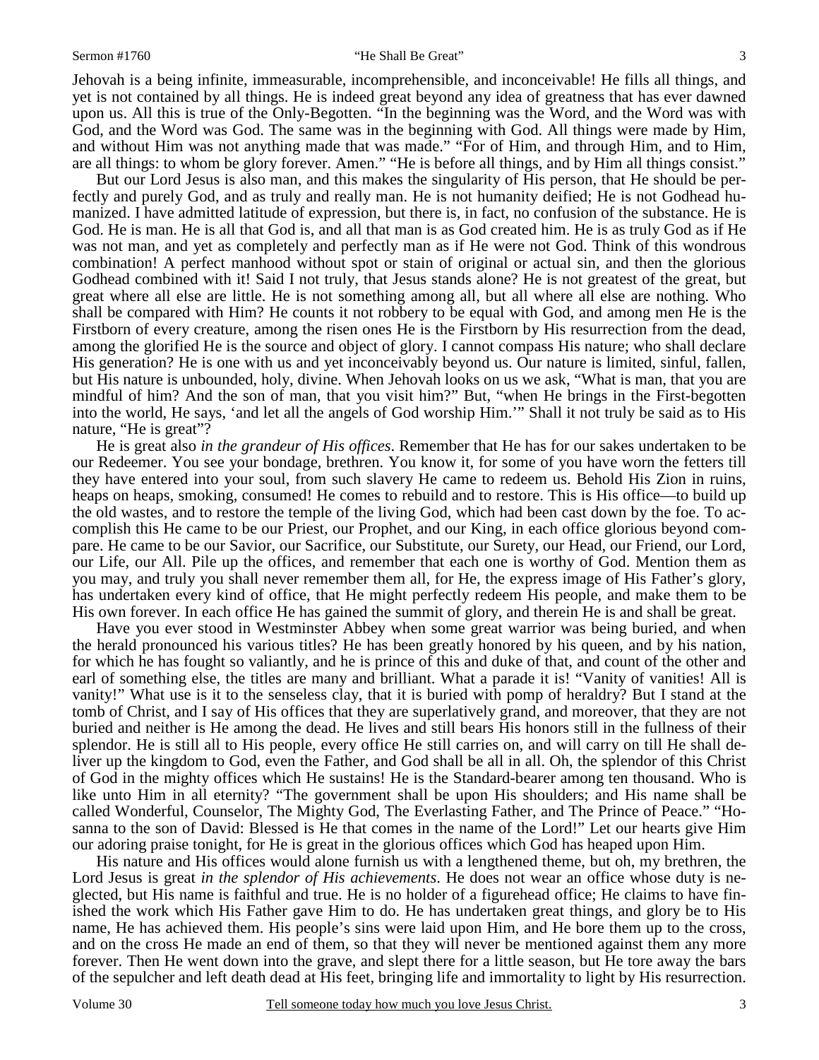Jehovah is a being infinite, immeasurable, incomprehensible, and inconceivable! He fills all things, and yet is not contained by all things. He is indeed great beyond any idea of greatness that has ever dawned upon us. All this is true of the Only-Begotten. "In the beginning was the Word, and the Word was with God, and the Word was God. The same was in the beginning with God. All things were made by Him, and without Him was not anything made that was made." "For of Him, and through Him, and to Him, are all things: to whom be glory forever. Amen." "He is before all things, and by Him all things consist."

But our Lord Jesus is also man, and this makes the singularity of His person, that He should be perfectly and purely God, and as truly and really man. He is not humanity deified; He is not Godhead humanized. I have admitted latitude of expression, but there is, in fact, no confusion of the substance. He is God. He is man. He is all that God is, and all that man is as God created him. He is as truly God as if He was not man, and yet as completely and perfectly man as if He were not God. Think of this wondrous combination! A perfect manhood without spot or stain of original or actual sin, and then the glorious Godhead combined with it! Said I not truly, that Jesus stands alone? He is not greatest of the great, but great where all else are little. He is not something among all, but all where all else are nothing. Who shall be compared with Him? He counts it not robbery to be equal with God, and among men He is the Firstborn of every creature, among the risen ones He is the Firstborn by His resurrection from the dead, among the glorified He is the source and object of glory. I cannot compass His nature; who shall declare His generation? He is one with us and yet inconceivably beyond us. Our nature is limited, sinful, fallen, but His nature is unbounded, holy, divine. When Jehovah looks on us we ask, "What is man, that you are mindful of him? And the son of man, that you visit him?" But, "when He brings in the First-begotten into the world, He says, 'and let all the angels of God worship Him.'" Shall it not truly be said as to His nature, "He is great"?

He is great also *in the grandeur of His offices*. Remember that He has for our sakes undertaken to be our Redeemer. You see your bondage, brethren. You know it, for some of you have worn the fetters till they have entered into your soul, from such slavery He came to redeem us. Behold His Zion in ruins, heaps on heaps, smoking, consumed! He comes to rebuild and to restore. This is His office—to build up the old wastes, and to restore the temple of the living God, which had been cast down by the foe. To accomplish this He came to be our Priest, our Prophet, and our King, in each office glorious beyond compare. He came to be our Savior, our Sacrifice, our Substitute, our Surety, our Head, our Friend, our Lord, our Life, our All. Pile up the offices, and remember that each one is worthy of God. Mention them as you may, and truly you shall never remember them all, for He, the express image of His Father's glory, has undertaken every kind of office, that He might perfectly redeem His people, and make them to be His own forever. In each office He has gained the summit of glory, and therein He is and shall be great.

Have you ever stood in Westminster Abbey when some great warrior was being buried, and when the herald pronounced his various titles? He has been greatly honored by his queen, and by his nation, for which he has fought so valiantly, and he is prince of this and duke of that, and count of the other and earl of something else, the titles are many and brilliant. What a parade it is! "Vanity of vanities! All is vanity!" What use is it to the senseless clay, that it is buried with pomp of heraldry? But I stand at the tomb of Christ, and I say of His offices that they are superlatively grand, and moreover, that they are not buried and neither is He among the dead. He lives and still bears His honors still in the fullness of their splendor. He is still all to His people, every office He still carries on, and will carry on till He shall deliver up the kingdom to God, even the Father, and God shall be all in all. Oh, the splendor of this Christ of God in the mighty offices which He sustains! He is the Standard-bearer among ten thousand. Who is like unto Him in all eternity? "The government shall be upon His shoulders; and His name shall be called Wonderful, Counselor, The Mighty God, The Everlasting Father, and The Prince of Peace." "Hosanna to the son of David: Blessed is He that comes in the name of the Lord!" Let our hearts give Him our adoring praise tonight, for He is great in the glorious offices which God has heaped upon Him.

His nature and His offices would alone furnish us with a lengthened theme, but oh, my brethren, the Lord Jesus is great *in the splendor of His achievements*. He does not wear an office whose duty is neglected, but His name is faithful and true. He is no holder of a figurehead office; He claims to have finished the work which His Father gave Him to do. He has undertaken great things, and glory be to His name, He has achieved them. His people's sins were laid upon Him, and He bore them up to the cross, and on the cross He made an end of them, so that they will never be mentioned against them any more forever. Then He went down into the grave, and slept there for a little season, but He tore away the bars of the sepulcher and left death dead at His feet, bringing life and immortality to light by His resurrection.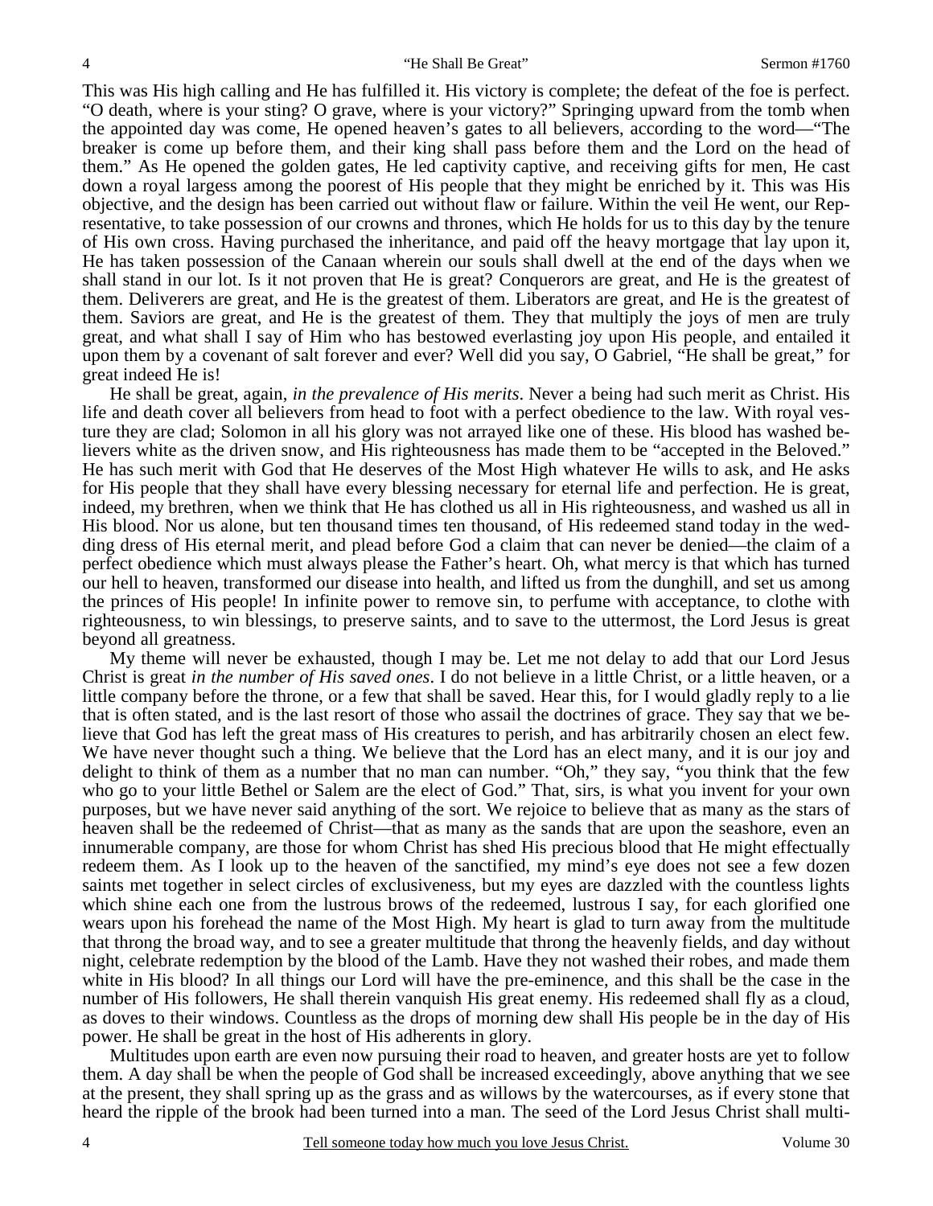This was His high calling and He has fulfilled it. His victory is complete; the defeat of the foe is perfect. "O death, where is your sting? O grave, where is your victory?" Springing upward from the tomb when the appointed day was come, He opened heaven's gates to all believers, according to the word—"The breaker is come up before them, and their king shall pass before them and the Lord on the head of them." As He opened the golden gates, He led captivity captive, and receiving gifts for men, He cast down a royal largess among the poorest of His people that they might be enriched by it. This was His objective, and the design has been carried out without flaw or failure. Within the veil He went, our Representative, to take possession of our crowns and thrones, which He holds for us to this day by the tenure of His own cross. Having purchased the inheritance, and paid off the heavy mortgage that lay upon it, He has taken possession of the Canaan wherein our souls shall dwell at the end of the days when we shall stand in our lot. Is it not proven that He is great? Conquerors are great, and He is the greatest of them. Deliverers are great, and He is the greatest of them. Liberators are great, and He is the greatest of them. Saviors are great, and He is the greatest of them. They that multiply the joys of men are truly great, and what shall I say of Him who has bestowed everlasting joy upon His people, and entailed it upon them by a covenant of salt forever and ever? Well did you say, O Gabriel, "He shall be great," for great indeed He is!

He shall be great, again, *in the prevalence of His merits*. Never a being had such merit as Christ. His life and death cover all believers from head to foot with a perfect obedience to the law. With royal vesture they are clad; Solomon in all his glory was not arrayed like one of these. His blood has washed believers white as the driven snow, and His righteousness has made them to be "accepted in the Beloved." He has such merit with God that He deserves of the Most High whatever He wills to ask, and He asks for His people that they shall have every blessing necessary for eternal life and perfection. He is great, indeed, my brethren, when we think that He has clothed us all in His righteousness, and washed us all in His blood. Nor us alone, but ten thousand times ten thousand, of His redeemed stand today in the wedding dress of His eternal merit, and plead before God a claim that can never be denied—the claim of a perfect obedience which must always please the Father's heart. Oh, what mercy is that which has turned our hell to heaven, transformed our disease into health, and lifted us from the dunghill, and set us among the princes of His people! In infinite power to remove sin, to perfume with acceptance, to clothe with righteousness, to win blessings, to preserve saints, and to save to the uttermost, the Lord Jesus is great beyond all greatness.

My theme will never be exhausted, though I may be. Let me not delay to add that our Lord Jesus Christ is great *in the number of His saved ones*. I do not believe in a little Christ, or a little heaven, or a little company before the throne, or a few that shall be saved. Hear this, for I would gladly reply to a lie that is often stated, and is the last resort of those who assail the doctrines of grace. They say that we believe that God has left the great mass of His creatures to perish, and has arbitrarily chosen an elect few. We have never thought such a thing. We believe that the Lord has an elect many, and it is our joy and delight to think of them as a number that no man can number. "Oh," they say, "you think that the few who go to your little Bethel or Salem are the elect of God." That, sirs, is what you invent for your own purposes, but we have never said anything of the sort. We rejoice to believe that as many as the stars of heaven shall be the redeemed of Christ—that as many as the sands that are upon the seashore, even an innumerable company, are those for whom Christ has shed His precious blood that He might effectually redeem them. As I look up to the heaven of the sanctified, my mind's eye does not see a few dozen saints met together in select circles of exclusiveness, but my eyes are dazzled with the countless lights which shine each one from the lustrous brows of the redeemed, lustrous I say, for each glorified one wears upon his forehead the name of the Most High. My heart is glad to turn away from the multitude that throng the broad way, and to see a greater multitude that throng the heavenly fields, and day without night, celebrate redemption by the blood of the Lamb. Have they not washed their robes, and made them white in His blood? In all things our Lord will have the pre-eminence, and this shall be the case in the number of His followers, He shall therein vanquish His great enemy. His redeemed shall fly as a cloud, as doves to their windows. Countless as the drops of morning dew shall His people be in the day of His power. He shall be great in the host of His adherents in glory.

Multitudes upon earth are even now pursuing their road to heaven, and greater hosts are yet to follow them. A day shall be when the people of God shall be increased exceedingly, above anything that we see at the present, they shall spring up as the grass and as willows by the watercourses, as if every stone that heard the ripple of the brook had been turned into a man. The seed of the Lord Jesus Christ shall multi-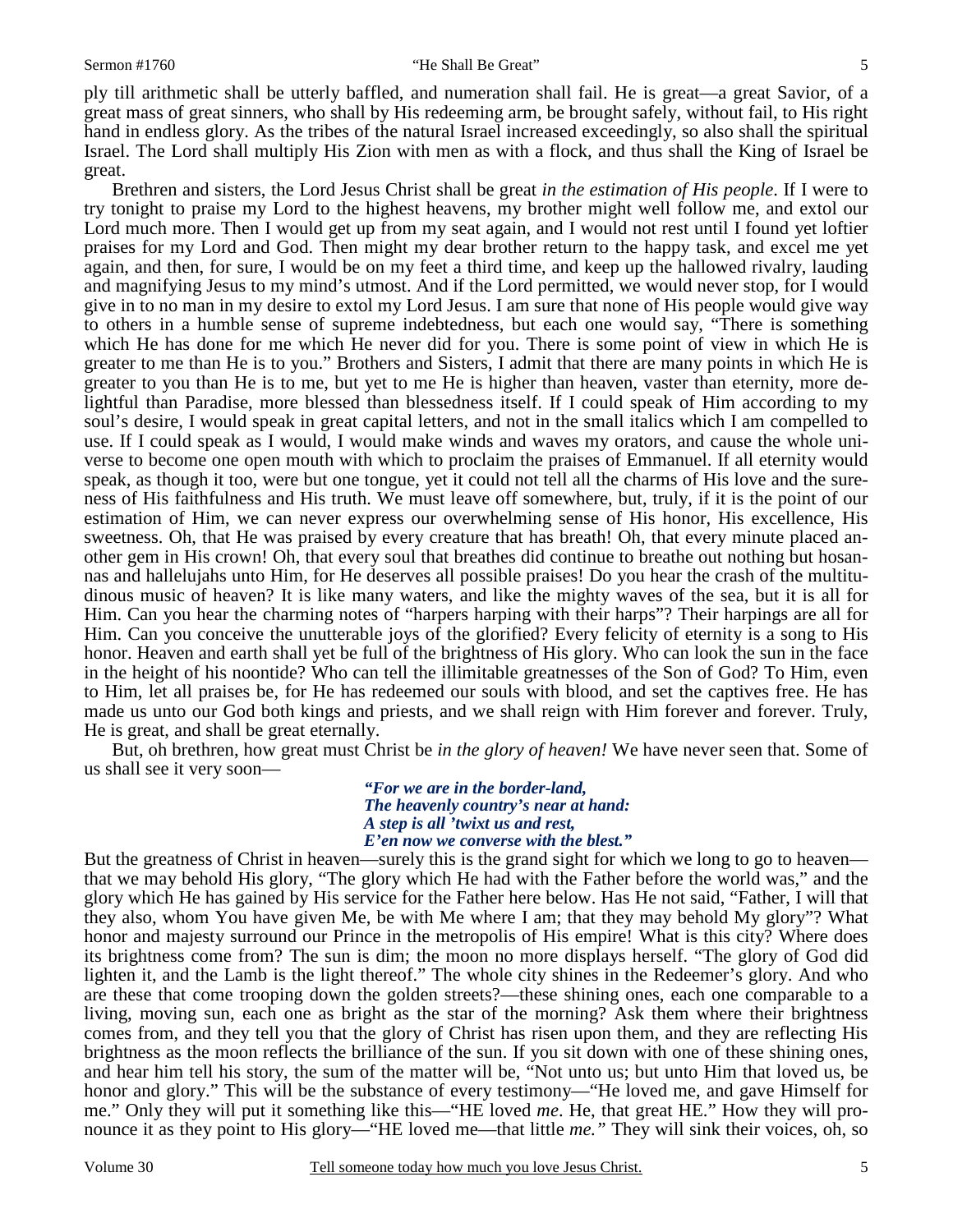ply till arithmetic shall be utterly baffled, and numeration shall fail. He is great—a great Savior, of a great mass of great sinners, who shall by His redeeming arm, be brought safely, without fail, to His right hand in endless glory. As the tribes of the natural Israel increased exceedingly, so also shall the spiritual Israel. The Lord shall multiply His Zion with men as with a flock, and thus shall the King of Israel be great.

Brethren and sisters, the Lord Jesus Christ shall be great *in the estimation of His people*. If I were to try tonight to praise my Lord to the highest heavens, my brother might well follow me, and extol our Lord much more. Then I would get up from my seat again, and I would not rest until I found yet loftier praises for my Lord and God. Then might my dear brother return to the happy task, and excel me yet again, and then, for sure, I would be on my feet a third time, and keep up the hallowed rivalry, lauding and magnifying Jesus to my mind's utmost. And if the Lord permitted, we would never stop, for I would give in to no man in my desire to extol my Lord Jesus. I am sure that none of His people would give way to others in a humble sense of supreme indebtedness, but each one would say, "There is something which He has done for me which He never did for you. There is some point of view in which He is greater to me than He is to you." Brothers and Sisters, I admit that there are many points in which He is greater to you than He is to me, but yet to me He is higher than heaven, vaster than eternity, more delightful than Paradise, more blessed than blessedness itself. If I could speak of Him according to my soul's desire, I would speak in great capital letters, and not in the small italics which I am compelled to use. If I could speak as I would, I would make winds and waves my orators, and cause the whole universe to become one open mouth with which to proclaim the praises of Emmanuel. If all eternity would speak, as though it too, were but one tongue, yet it could not tell all the charms of His love and the sureness of His faithfulness and His truth. We must leave off somewhere, but, truly, if it is the point of our estimation of Him, we can never express our overwhelming sense of His honor, His excellence, His sweetness. Oh, that He was praised by every creature that has breath! Oh, that every minute placed another gem in His crown! Oh, that every soul that breathes did continue to breathe out nothing but hosannas and hallelujahs unto Him, for He deserves all possible praises! Do you hear the crash of the multitudinous music of heaven? It is like many waters, and like the mighty waves of the sea, but it is all for Him. Can you hear the charming notes of "harpers harping with their harps"? Their harpings are all for Him. Can you conceive the unutterable joys of the glorified? Every felicity of eternity is a song to His honor. Heaven and earth shall yet be full of the brightness of His glory. Who can look the sun in the face in the height of his noontide? Who can tell the illimitable greatnesses of the Son of God? To Him, even to Him, let all praises be, for He has redeemed our souls with blood, and set the captives free. He has made us unto our God both kings and priests, and we shall reign with Him forever and forever. Truly, He is great, and shall be great eternally.

But, oh brethren, how great must Christ be *in the glory of heaven!* We have never seen that. Some of us shall see it very soon—

> ***"For we are in the border-land,***
> ***The heavenly country's near at hand:***
> ***A step is all 'twixt us and rest,***
> ***E'en now we converse with the blest."***

But the greatness of Christ in heaven—surely this is the grand sight for which we long to go to heaven—that we may behold His glory, "The glory which He had with the Father before the world was," and the glory which He has gained by His service for the Father here below. Has He not said, "Father, I will that they also, whom You have given Me, be with Me where I am; that they may behold My glory"? What honor and majesty surround our Prince in the metropolis of His empire! What is this city? Where does its brightness come from? The sun is dim; the moon no more displays herself. "The glory of God did lighten it, and the Lamb is the light thereof." The whole city shines in the Redeemer's glory. And who are these that come trooping down the golden streets?—these shining ones, each one comparable to a living, moving sun, each one as bright as the star of the morning? Ask them where their brightness comes from, and they tell you that the glory of Christ has risen upon them, and they are reflecting His brightness as the moon reflects the brilliance of the sun. If you sit down with one of these shining ones, and hear him tell his story, the sum of the matter will be, "Not unto us; but unto Him that loved us, be honor and glory." This will be the substance of every testimony—"He loved me, and gave Himself for me." Only they will put it something like this—"HE loved *me*. He, that great HE." How they will pronounce it as they point to His glory—"HE loved me—that little *me."* They will sink their voices, oh, so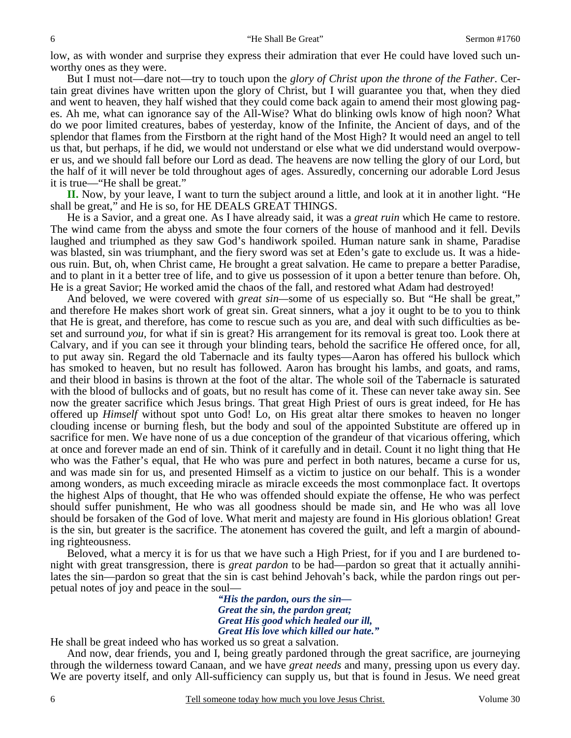low, as with wonder and surprise they express their admiration that ever He could have loved such unworthy ones as they were.

But I must not—dare not—try to touch upon the *glory of Christ upon the throne of the Father*. Certain great divines have written upon the glory of Christ, but I will guarantee you that, when they died and went to heaven, they half wished that they could come back again to amend their most glowing pages. Ah me, what can ignorance say of the All-Wise? What do blinking owls know of high noon? What do we poor limited creatures, babes of yesterday, know of the Infinite, the Ancient of days, and of the splendor that flames from the Firstborn at the right hand of the Most High? It would need an angel to tell us that, but perhaps, if he did, we would not understand or else what we did understand would overpower us, and we should fall before our Lord as dead. The heavens are now telling the glory of our Lord, but the half of it will never be told throughout ages of ages. Assuredly, concerning our adorable Lord Jesus it is true—"He shall be great."

**II.** Now, by your leave, I want to turn the subject around a little, and look at it in another light. "He shall be great," and He is so, for HE DEALS GREAT THINGS.

He is a Savior, and a great one. As I have already said, it was a *great ruin* which He came to restore. The wind came from the abyss and smote the four corners of the house of manhood and it fell. Devils laughed and triumphed as they saw God's handiwork spoiled. Human nature sank in shame, Paradise was blasted, sin was triumphant, and the fiery sword was set at Eden's gate to exclude us. It was a hideous ruin. But, oh, when Christ came, He brought a great salvation. He came to prepare a better Paradise, and to plant in it a better tree of life, and to give us possession of it upon a better tenure than before. Oh, He is a great Savior; He worked amid the chaos of the fall, and restored what Adam had destroyed!

And beloved, we were covered with *great sin*—some of us especially so. But "He shall be great," and therefore He makes short work of great sin. Great sinners, what a joy it ought to be to you to think that He is great, and therefore, has come to rescue such as you are, and deal with such difficulties as beset and surround *you*, for what if sin is great? His arrangement for its removal is great too. Look there at Calvary, and if you can see it through your blinding tears, behold the sacrifice He offered once, for all, to put away sin. Regard the old Tabernacle and its faulty types—Aaron has offered his bullock which has smoked to heaven, but no result has followed. Aaron has brought his lambs, and goats, and rams, and their blood in basins is thrown at the foot of the altar. The whole soil of the Tabernacle is saturated with the blood of bullocks and of goats, but no result has come of it. These can never take away sin. See now the greater sacrifice which Jesus brings. That great High Priest of ours is great indeed, for He has offered up *Himself* without spot unto God! Lo, on His great altar there smokes to heaven no longer clouding incense or burning flesh, but the body and soul of the appointed Substitute are offered up in sacrifice for men. We have none of us a due conception of the grandeur of that vicarious offering, which at once and forever made an end of sin. Think of it carefully and in detail. Count it no light thing that He who was the Father's equal, that He who was pure and perfect in both natures, became a curse for us, and was made sin for us, and presented Himself as a victim to justice on our behalf. This is a wonder among wonders, as much exceeding miracle as miracle exceeds the most commonplace fact. It overtops the highest Alps of thought, that He who was offended should expiate the offense, He who was perfect should suffer punishment, He who was all goodness should be made sin, and He who was all love should be forsaken of the God of love. What merit and majesty are found in His glorious oblation! Great is the sin, but greater is the sacrifice. The atonement has covered the guilt, and left a margin of abounding righteousness.

Beloved, what a mercy it is for us that we have such a High Priest, for if you and I are burdened tonight with great transgression, there is *great pardon* to be had—pardon so great that it actually annihilates the sin—pardon so great that the sin is cast behind Jehovah's back, while the pardon rings out perpetual notes of joy and peace in the soul—

> ***"His the pardon, ours the sin—***
> ***Great the sin, the pardon great;***
> ***Great His good which healed our ill,***
> ***Great His love which killed our hate."***

He shall be great indeed who has worked us so great a salvation.

And now, dear friends, you and I, being greatly pardoned through the great sacrifice, are journeying through the wilderness toward Canaan, and we have *great needs* and many, pressing upon us every day. We are poverty itself, and only All-sufficiency can supply us, but that is found in Jesus. We need great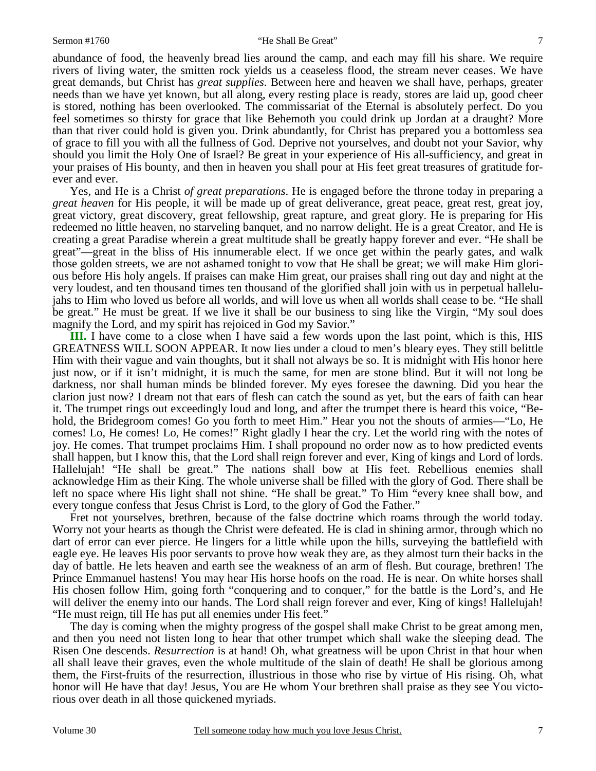abundance of food, the heavenly bread lies around the camp, and each may fill his share. We require rivers of living water, the smitten rock yields us a ceaseless flood, the stream never ceases. We have great demands, but Christ has *great supplies*. Between here and heaven we shall have, perhaps, greater needs than we have yet known, but all along, every resting place is ready, stores are laid up, good cheer is stored, nothing has been overlooked. The commissariat of the Eternal is absolutely perfect. Do you feel sometimes so thirsty for grace that like Behemoth you could drink up Jordan at a draught? More than that river could hold is given you. Drink abundantly, for Christ has prepared you a bottomless sea of grace to fill you with all the fullness of God. Deprive not yourselves, and doubt not your Savior, why should you limit the Holy One of Israel? Be great in your experience of His all-sufficiency, and great in your praises of His bounty, and then in heaven you shall pour at His feet great treasures of gratitude forever and ever.

Yes, and He is a Christ *of great preparations*. He is engaged before the throne today in preparing a *great heaven* for His people, it will be made up of great deliverance, great peace, great rest, great joy, great victory, great discovery, great fellowship, great rapture, and great glory. He is preparing for His redeemed no little heaven, no starveling banquet, and no narrow delight. He is a great Creator, and He is creating a great Paradise wherein a great multitude shall be greatly happy forever and ever. "He shall be great"—great in the bliss of His innumerable elect. If we once get within the pearly gates, and walk those golden streets, we are not ashamed tonight to vow that He shall be great; we will make Him glorious before His holy angels. If praises can make Him great, our praises shall ring out day and night at the very loudest, and ten thousand times ten thousand of the glorified shall join with us in perpetual hallelujahs to Him who loved us before all worlds, and will love us when all worlds shall cease to be. "He shall be great." He must be great. If we live it shall be our business to sing like the Virgin, "My soul does magnify the Lord, and my spirit has rejoiced in God my Savior."

**III.** I have come to a close when I have said a few words upon the last point, which is this, HIS GREATNESS WILL SOON APPEAR. It now lies under a cloud to men's bleary eyes. They still belittle Him with their vague and vain thoughts, but it shall not always be so. It is midnight with His honor here just now, or if it isn't midnight, it is much the same, for men are stone blind. But it will not long be darkness, nor shall human minds be blinded forever. My eyes foresee the dawning. Did you hear the clarion just now? I dream not that ears of flesh can catch the sound as yet, but the ears of faith can hear it. The trumpet rings out exceedingly loud and long, and after the trumpet there is heard this voice, "Behold, the Bridegroom comes! Go you forth to meet Him." Hear you not the shouts of armies—"Lo, He comes! Lo, He comes! Lo, He comes!" Right gladly I hear the cry. Let the world ring with the notes of joy. He comes. That trumpet proclaims Him. I shall propound no order now as to how predicted events shall happen, but I know this, that the Lord shall reign forever and ever, King of kings and Lord of lords. Hallelujah! "He shall be great." The nations shall bow at His feet. Rebellious enemies shall acknowledge Him as their King. The whole universe shall be filled with the glory of God. There shall be left no space where His light shall not shine. "He shall be great." To Him "every knee shall bow, and every tongue confess that Jesus Christ is Lord, to the glory of God the Father."

Fret not yourselves, brethren, because of the false doctrine which roams through the world today. Worry not your hearts as though the Christ were defeated. He is clad in shining armor, through which no dart of error can ever pierce. He lingers for a little while upon the hills, surveying the battlefield with eagle eye. He leaves His poor servants to prove how weak they are, as they almost turn their backs in the day of battle. He lets heaven and earth see the weakness of an arm of flesh. But courage, brethren! The Prince Emmanuel hastens! You may hear His horse hoofs on the road. He is near. On white horses shall His chosen follow Him, going forth "conquering and to conquer," for the battle is the Lord's, and He will deliver the enemy into our hands. The Lord shall reign forever and ever, King of kings! Hallelujah! "He must reign, till He has put all enemies under His feet."

The day is coming when the mighty progress of the gospel shall make Christ to be great among men, and then you need not listen long to hear that other trumpet which shall wake the sleeping dead. The Risen One descends. *Resurrection* is at hand! Oh, what greatness will be upon Christ in that hour when all shall leave their graves, even the whole multitude of the slain of death! He shall be glorious among them, the First-fruits of the resurrection, illustrious in those who rise by virtue of His rising. Oh, what honor will He have that day! Jesus, You are He whom Your brethren shall praise as they see You victorious over death in all those quickened myriads.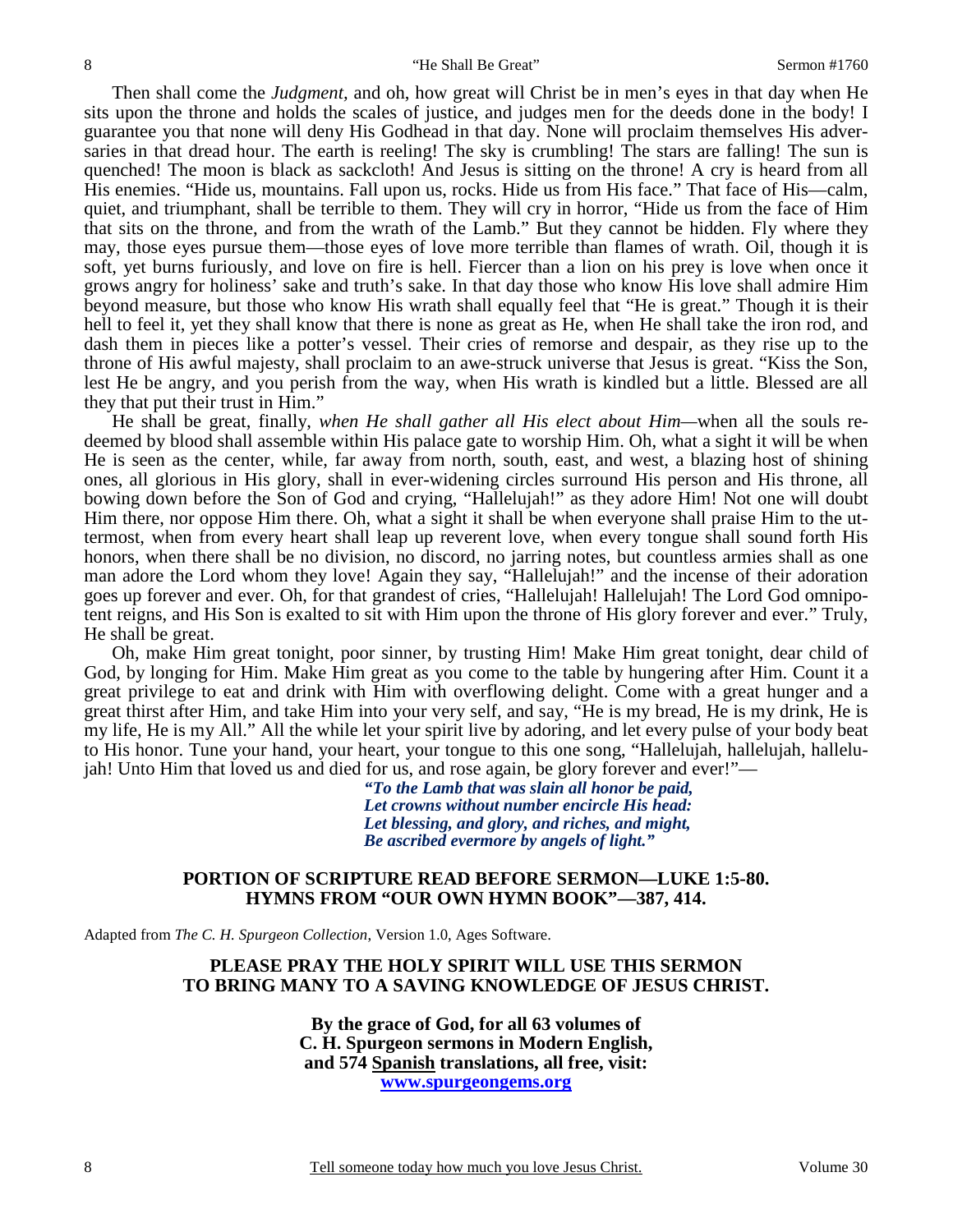Then shall come the *Judgment,* and oh, how great will Christ be in men's eyes in that day when He sits upon the throne and holds the scales of justice, and judges men for the deeds done in the body! I guarantee you that none will deny His Godhead in that day. None will proclaim themselves His adversaries in that dread hour. The earth is reeling! The sky is crumbling! The stars are falling! The sun is quenched! The moon is black as sackcloth! And Jesus is sitting on the throne! A cry is heard from all His enemies. "Hide us, mountains. Fall upon us, rocks. Hide us from His face." That face of His—calm, quiet, and triumphant, shall be terrible to them. They will cry in horror, "Hide us from the face of Him that sits on the throne, and from the wrath of the Lamb." But they cannot be hidden. Fly where they may, those eyes pursue them—those eyes of love more terrible than flames of wrath. Oil, though it is soft, yet burns furiously, and love on fire is hell. Fiercer than a lion on his prey is love when once it grows angry for holiness' sake and truth's sake. In that day those who know His love shall admire Him beyond measure, but those who know His wrath shall equally feel that "He is great." Though it is their hell to feel it, yet they shall know that there is none as great as He, when He shall take the iron rod, and dash them in pieces like a potter's vessel. Their cries of remorse and despair, as they rise up to the throne of His awful majesty, shall proclaim to an awe-struck universe that Jesus is great. "Kiss the Son, lest He be angry, and you perish from the way, when His wrath is kindled but a little. Blessed are all they that put their trust in Him."

He shall be great, finally, *when He shall gather all His elect about Him*—when all the souls redeemed by blood shall assemble within His palace gate to worship Him. Oh, what a sight it will be when He is seen as the center, while, far away from north, south, east, and west, a blazing host of shining ones, all glorious in His glory, shall in ever-widening circles surround His person and His throne, all bowing down before the Son of God and crying, "Hallelujah!" as they adore Him! Not one will doubt Him there, nor oppose Him there. Oh, what a sight it shall be when everyone shall praise Him to the uttermost, when from every heart shall leap up reverent love, when every tongue shall sound forth His honors, when there shall be no division, no discord, no jarring notes, but countless armies shall as one man adore the Lord whom they love! Again they say, "Hallelujah!" and the incense of their adoration goes up forever and ever. Oh, for that grandest of cries, "Hallelujah! Hallelujah! The Lord God omnipotent reigns, and His Son is exalted to sit with Him upon the throne of His glory forever and ever." Truly, He shall be great.

Oh, make Him great tonight, poor sinner, by trusting Him! Make Him great tonight, dear child of God, by longing for Him. Make Him great as you come to the table by hungering after Him. Count it a great privilege to eat and drink with Him with overflowing delight. Come with a great hunger and a great thirst after Him, and take Him into your very self, and say, "He is my bread, He is my drink, He is my life, He is my All." All the while let your spirit live by adoring, and let every pulse of your body beat to His honor. Tune your hand, your heart, your tongue to this one song, "Hallelujah, hallelujah, hallelujah! Unto Him that loved us and died for us, and rose again, be glory forever and ever!"—

> ***"To the Lamb that was slain all honor be paid,***
> ***Let crowns without number encircle His head:***
> ***Let blessing, and glory, and riches, and might,***
> ***Be ascribed evermore by angels of light."***

**PORTION OF SCRIPTURE READ BEFORE SERMON—LUKE 1:5-80.**
**HYMNS FROM "OUR OWN HYMN BOOK"—387, 414.**

Adapted from *The C. H. Spurgeon Collection,* Version 1.0, Ages Software.

**PLEASE PRAY THE HOLY SPIRIT WILL USE THIS SERMON TO BRING MANY TO A SAVING KNOWLEDGE OF JESUS CHRIST.**

**By the grace of God, for all 63 volumes of C. H. Spurgeon sermons in Modern English, and 574 Spanish translations, all free, visit: www.spurgeongems.org**